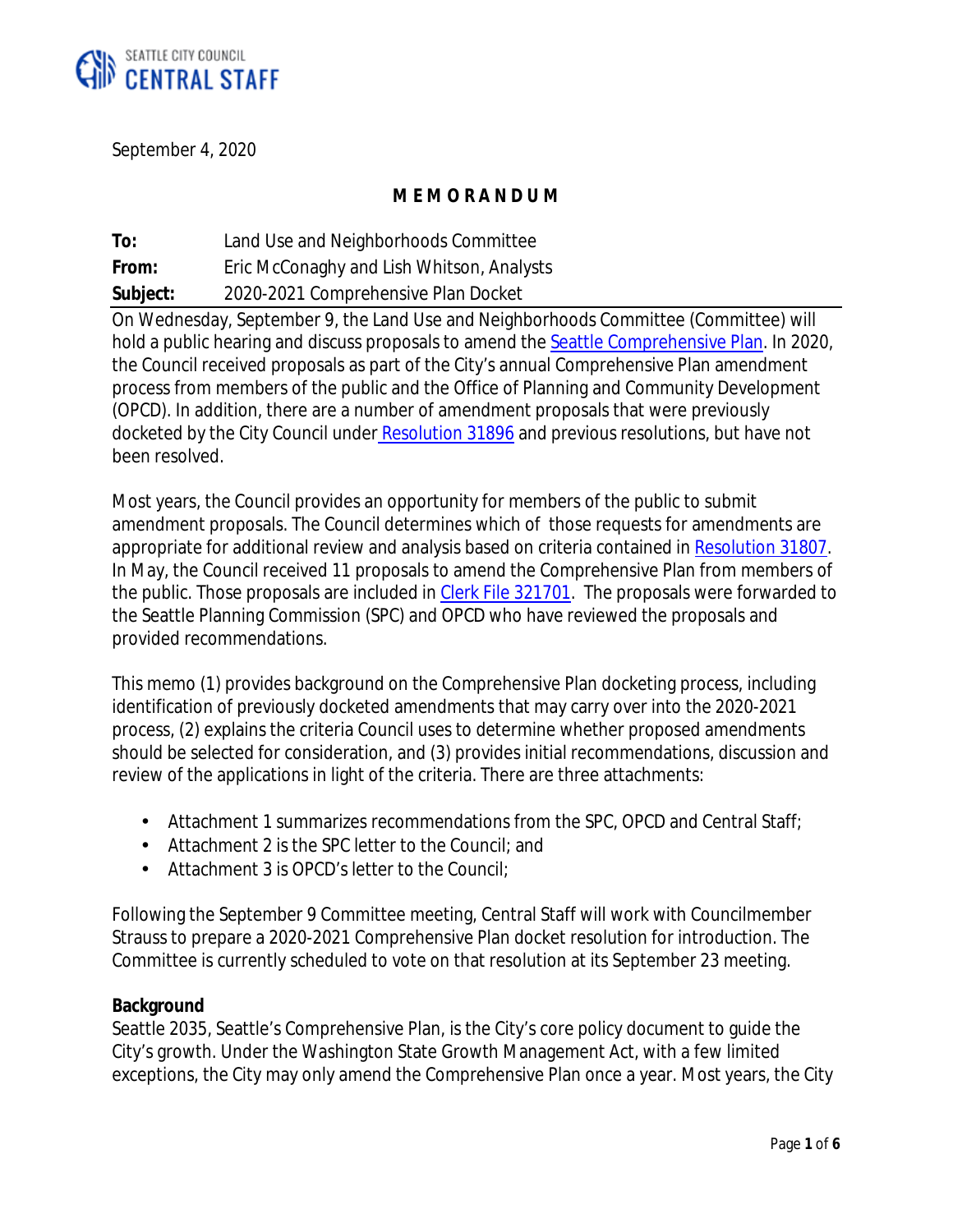SEATTLE CITY COUNCIL
CENTRAL STAFF

September 4, 2020

**M E M O R A N D U M**

**To:** Land Use and Neighborhoods Committee
**From:** Eric McConaghy and Lish Whitson, Analysts
**Subject:** 2020-2021 Comprehensive Plan Docket

On Wednesday, September 9, the Land Use and Neighborhoods Committee (Committee) will hold a public hearing and discuss proposals to amend the Seattle Comprehensive Plan. In 2020, the Council received proposals as part of the City's annual Comprehensive Plan amendment process from members of the public and the Office of Planning and Community Development (OPCD). In addition, there are a number of amendment proposals that were previously docketed by the City Council under Resolution 31896 and previous resolutions, but have not been resolved.

Most years, the Council provides an opportunity for members of the public to submit amendment proposals. The Council determines which of those requests for amendments are appropriate for additional review and analysis based on criteria contained in Resolution 31807. In May, the Council received 11 proposals to amend the Comprehensive Plan from members of the public. Those proposals are included in Clerk File 321701. The proposals were forwarded to the Seattle Planning Commission (SPC) and OPCD who have reviewed the proposals and provided recommendations.

This memo (1) provides background on the Comprehensive Plan docketing process, including identification of previously docketed amendments that may carry over into the 2020-2021 process, (2) explains the criteria Council uses to determine whether proposed amendments should be selected for consideration, and (3) provides initial recommendations, discussion and review of the applications in light of the criteria. There are three attachments:

- Attachment 1 summarizes recommendations from the SPC, OPCD and Central Staff;
- Attachment 2 is the SPC letter to the Council; and
- Attachment 3 is OPCD's letter to the Council;

Following the September 9 Committee meeting, Central Staff will work with Councilmember Strauss to prepare a 2020-2021 Comprehensive Plan docket resolution for introduction. The Committee is currently scheduled to vote on that resolution at its September 23 meeting.

**Background**

Seattle 2035, Seattle's Comprehensive Plan, is the City's core policy document to guide the City's growth. Under the Washington State Growth Management Act, with a few limited exceptions, the City may only amend the Comprehensive Plan once a year. Most years, the City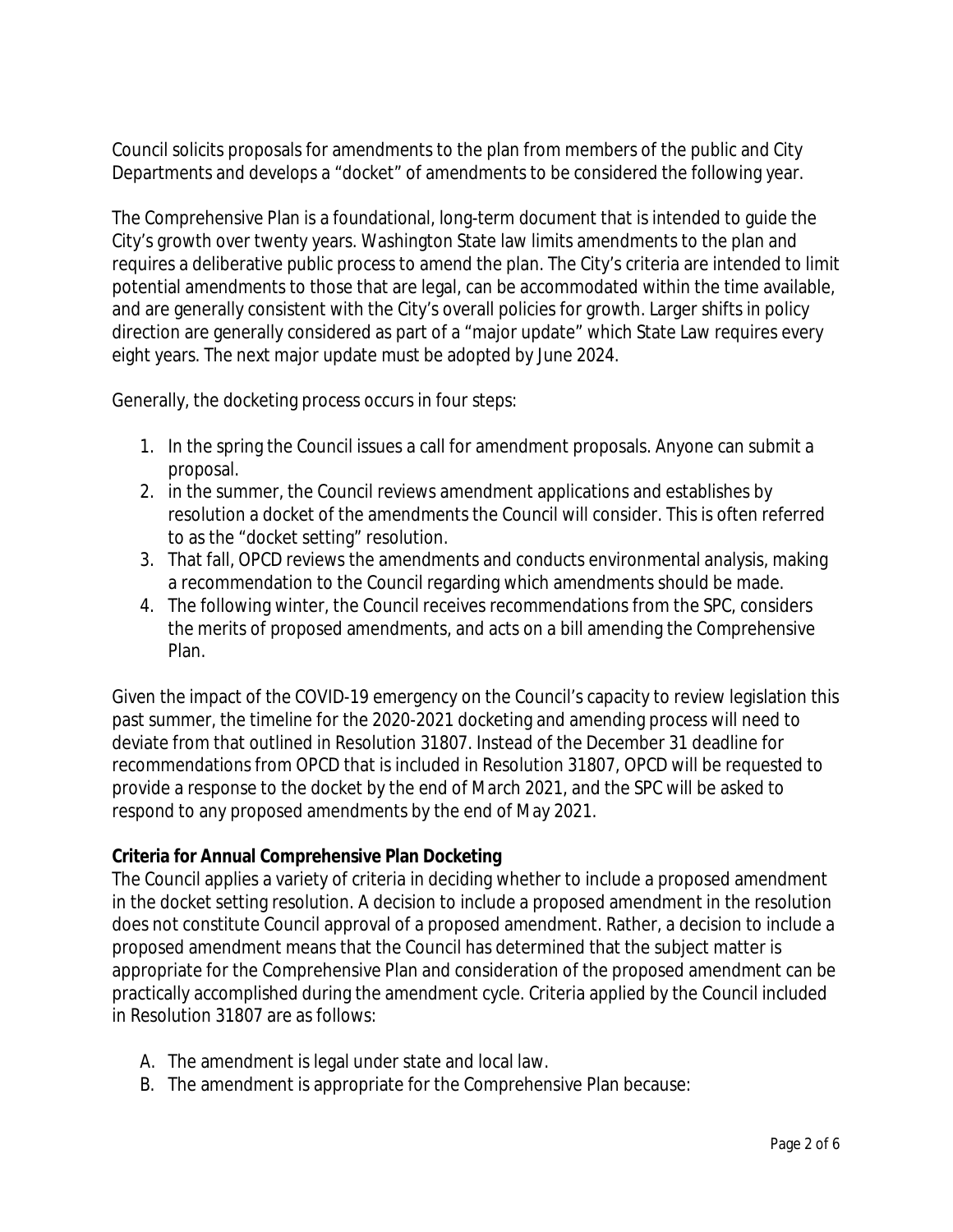Council solicits proposals for amendments to the plan from members of the public and City Departments and develops a "docket" of amendments to be considered the following year.

The Comprehensive Plan is a foundational, long-term document that is intended to guide the City's growth over twenty years. Washington State law limits amendments to the plan and requires a deliberative public process to amend the plan. The City's criteria are intended to limit potential amendments to those that are legal, can be accommodated within the time available, and are generally consistent with the City's overall policies for growth. Larger shifts in policy direction are generally considered as part of a "major update" which State Law requires every eight years. The next major update must be adopted by June 2024.

Generally, the docketing process occurs in four steps:

1. In the spring the Council issues a call for amendment proposals. Anyone can submit a proposal.
2. in the summer, the Council reviews amendment applications and establishes by resolution a docket of the amendments the Council will consider. This is often referred to as the "docket setting" resolution.
3. That fall, OPCD reviews the amendments and conducts environmental analysis, making a recommendation to the Council regarding which amendments should be made.
4. The following winter, the Council receives recommendations from the SPC, considers the merits of proposed amendments, and acts on a bill amending the Comprehensive Plan.

Given the impact of the COVID-19 emergency on the Council's capacity to review legislation this past summer, the timeline for the 2020-2021 docketing and amending process will need to deviate from that outlined in Resolution 31807. Instead of the December 31 deadline for recommendations from OPCD that is included in Resolution 31807, OPCD will be requested to provide a response to the docket by the end of March 2021, and the SPC will be asked to respond to any proposed amendments by the end of May 2021.

**Criteria for Annual Comprehensive Plan Docketing**

The Council applies a variety of criteria in deciding whether to include a proposed amendment in the docket setting resolution. A decision to include a proposed amendment in the resolution does not constitute Council approval of a proposed amendment. Rather, a decision to include a proposed amendment means that the Council has determined that the subject matter is appropriate for the Comprehensive Plan and consideration of the proposed amendment can be practically accomplished during the amendment cycle. Criteria applied by the Council included in Resolution 31807 are as follows:

A. The amendment is legal under state and local law.
B. The amendment is appropriate for the Comprehensive Plan because: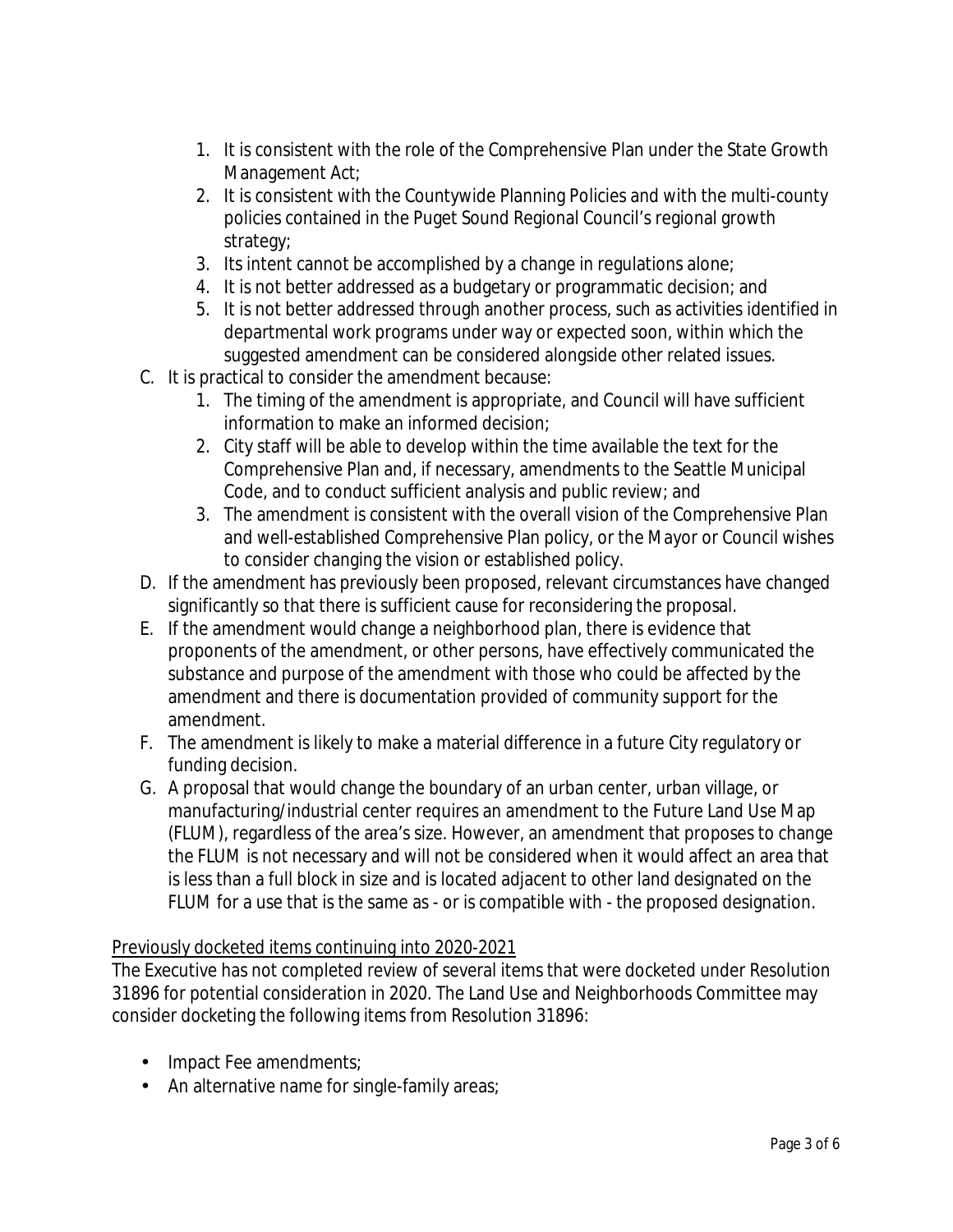1. It is consistent with the role of the Comprehensive Plan under the State Growth Management Act;
2. It is consistent with the Countywide Planning Policies and with the multi-county policies contained in the Puget Sound Regional Council's regional growth strategy;
3. Its intent cannot be accomplished by a change in regulations alone;
4. It is not better addressed as a budgetary or programmatic decision; and
5. It is not better addressed through another process, such as activities identified in departmental work programs under way or expected soon, within which the suggested amendment can be considered alongside other related issues.

C. It is practical to consider the amendment because:

1. The timing of the amendment is appropriate, and Council will have sufficient information to make an informed decision;
2. City staff will be able to develop within the time available the text for the Comprehensive Plan and, if necessary, amendments to the Seattle Municipal Code, and to conduct sufficient analysis and public review; and
3. The amendment is consistent with the overall vision of the Comprehensive Plan and well-established Comprehensive Plan policy, or the Mayor or Council wishes to consider changing the vision or established policy.

D. If the amendment has previously been proposed, relevant circumstances have changed significantly so that there is sufficient cause for reconsidering the proposal.

E. If the amendment would change a neighborhood plan, there is evidence that proponents of the amendment, or other persons, have effectively communicated the substance and purpose of the amendment with those who could be affected by the amendment and there is documentation provided of community support for the amendment.

F. The amendment is likely to make a material difference in a future City regulatory or funding decision.

G. A proposal that would change the boundary of an urban center, urban village, or manufacturing/industrial center requires an amendment to the Future Land Use Map (FLUM), regardless of the area's size. However, an amendment that proposes to change the FLUM is not necessary and will not be considered when it would affect an area that is less than a full block in size and is located adjacent to other land designated on the FLUM for a use that is the same as - or is compatible with - the proposed designation.

Previously docketed items continuing into 2020-2021

The Executive has not completed review of several items that were docketed under Resolution 31896 for potential consideration in 2020. The Land Use and Neighborhoods Committee may consider docketing the following items from Resolution 31896:

- Impact Fee amendments;
- An alternative name for single-family areas;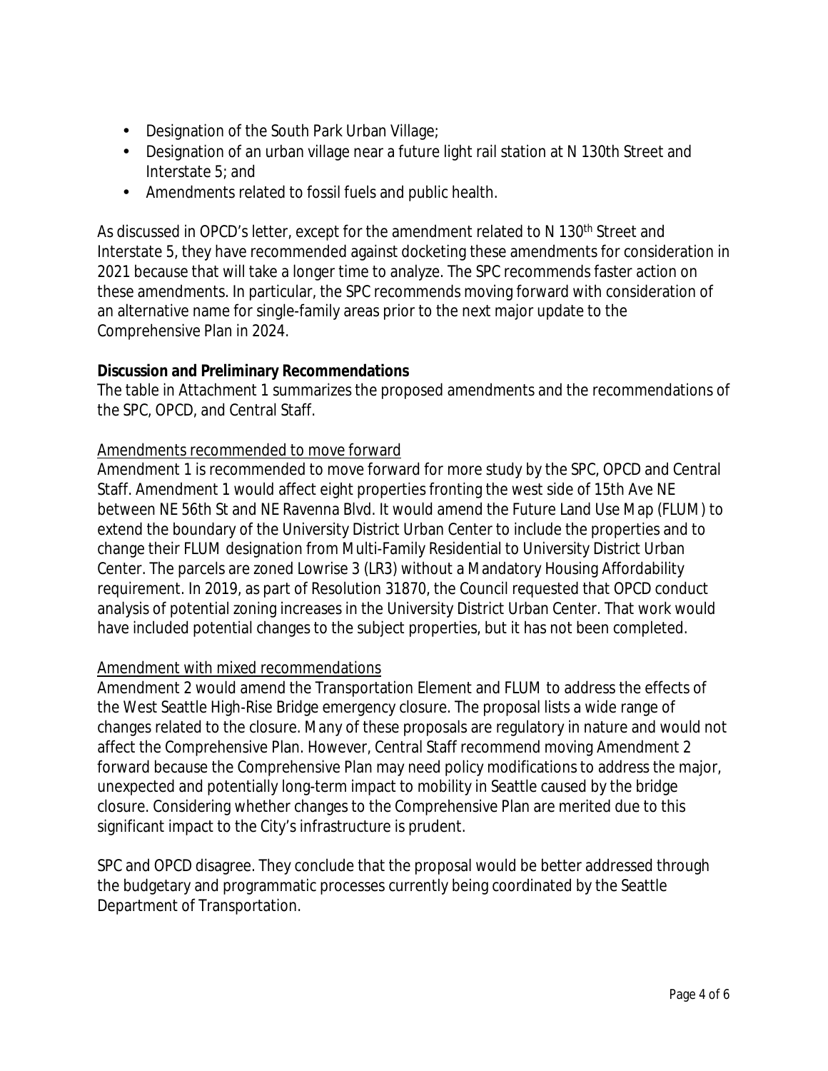- Designation of the South Park Urban Village;
- Designation of an urban village near a future light rail station at N 130th Street and Interstate 5; and
- Amendments related to fossil fuels and public health.

As discussed in OPCD's letter, except for the amendment related to N 130th Street and Interstate 5, they have recommended against docketing these amendments for consideration in 2021 because that will take a longer time to analyze. The SPC recommends faster action on these amendments. In particular, the SPC recommends moving forward with consideration of an alternative name for single-family areas prior to the next major update to the Comprehensive Plan in 2024.

**Discussion and Preliminary Recommendations**

The table in Attachment 1 summarizes the proposed amendments and the recommendations of the SPC, OPCD, and Central Staff.

Amendments recommended to move forward

Amendment 1 is recommended to move forward for more study by the SPC, OPCD and Central Staff. Amendment 1 would affect eight properties fronting the west side of 15th Ave NE between NE 56th St and NE Ravenna Blvd. It would amend the Future Land Use Map (FLUM) to extend the boundary of the University District Urban Center to include the properties and to change their FLUM designation from Multi-Family Residential to University District Urban Center. The parcels are zoned Lowrise 3 (LR3) without a Mandatory Housing Affordability requirement. In 2019, as part of Resolution 31870, the Council requested that OPCD conduct analysis of potential zoning increases in the University District Urban Center. That work would have included potential changes to the subject properties, but it has not been completed.

Amendment with mixed recommendations

Amendment 2 would amend the Transportation Element and FLUM to address the effects of the West Seattle High-Rise Bridge emergency closure. The proposal lists a wide range of changes related to the closure. Many of these proposals are regulatory in nature and would not affect the Comprehensive Plan. However, Central Staff recommend moving Amendment 2 forward because the Comprehensive Plan may need policy modifications to address the major, unexpected and potentially long-term impact to mobility in Seattle caused by the bridge closure. Considering whether changes to the Comprehensive Plan are merited due to this significant impact to the City's infrastructure is prudent.

SPC and OPCD disagree. They conclude that the proposal would be better addressed through the budgetary and programmatic processes currently being coordinated by the Seattle Department of Transportation.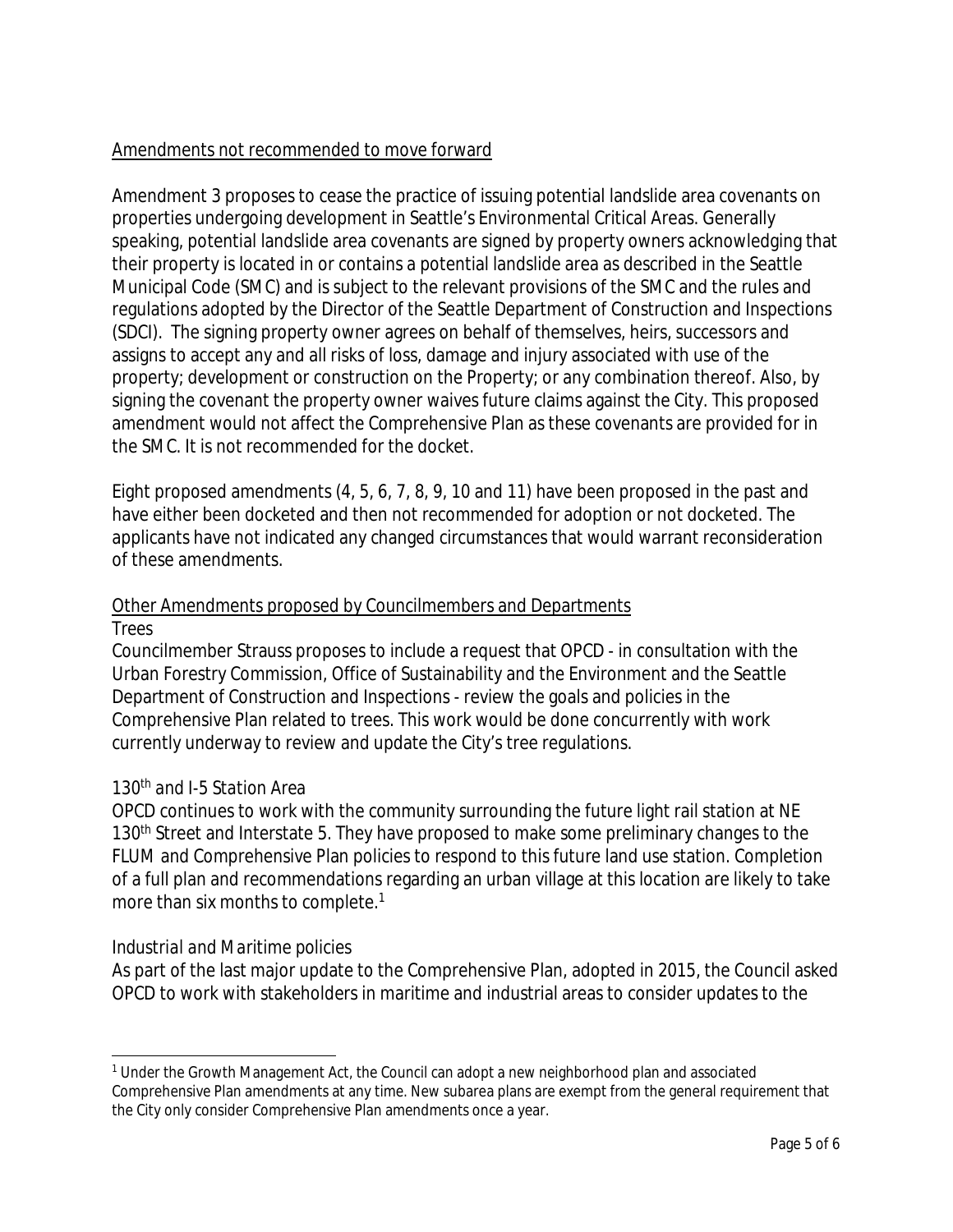Amendments not recommended to move forward

Amendment 3 proposes to cease the practice of issuing potential landslide area covenants on properties undergoing development in Seattle's Environmental Critical Areas. Generally speaking, potential landslide area covenants are signed by property owners acknowledging that their property is located in or contains a potential landslide area as described in the Seattle Municipal Code (SMC) and is subject to the relevant provisions of the SMC and the rules and regulations adopted by the Director of the Seattle Department of Construction and Inspections (SDCI). The signing property owner agrees on behalf of themselves, heirs, successors and assigns to accept any and all risks of loss, damage and injury associated with use of the property; development or construction on the Property; or any combination thereof. Also, by signing the covenant the property owner waives future claims against the City. This proposed amendment would not affect the Comprehensive Plan as these covenants are provided for in the SMC. It is not recommended for the docket.

Eight proposed amendments (4, 5, 6, 7, 8, 9, 10 and 11) have been proposed in the past and have either been docketed and then not recommended for adoption or not docketed. The applicants have not indicated any changed circumstances that would warrant reconsideration of these amendments.

Other Amendments proposed by Councilmembers and Departments

*Trees*

Councilmember Strauss proposes to include a request that OPCD - in consultation with the Urban Forestry Commission, Office of Sustainability and the Environment and the Seattle Department of Construction and Inspections - review the goals and policies in the Comprehensive Plan related to trees. This work would be done concurrently with work currently underway to review and update the City's tree regulations.

*130th and I-5 Station Area*

OPCD continues to work with the community surrounding the future light rail station at NE 130th Street and Interstate 5. They have proposed to make some preliminary changes to the FLUM and Comprehensive Plan policies to respond to this future land use station. Completion of a full plan and recommendations regarding an urban village at this location are likely to take more than six months to complete.[1]

*Industrial and Maritime policies*

As part of the last major update to the Comprehensive Plan, adopted in 2015, the Council asked OPCD to work with stakeholders in maritime and industrial areas to consider updates to the

[1] Under the Growth Management Act, the Council can adopt a new neighborhood plan and associated Comprehensive Plan amendments at any time. New subarea plans are exempt from the general requirement that the City only consider Comprehensive Plan amendments once a year.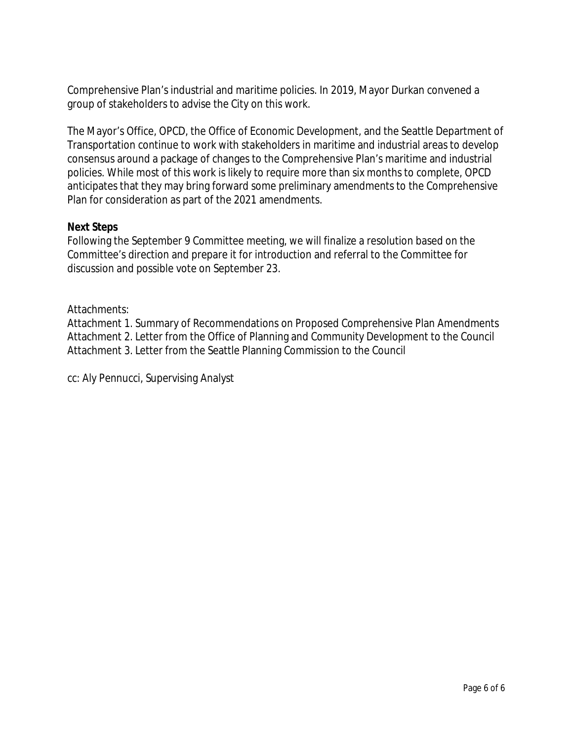Comprehensive Plan's industrial and maritime policies. In 2019, Mayor Durkan convened a group of stakeholders to advise the City on this work.

The Mayor's Office, OPCD, the Office of Economic Development, and the Seattle Department of Transportation continue to work with stakeholders in maritime and industrial areas to develop consensus around a package of changes to the Comprehensive Plan's maritime and industrial policies. While most of this work is likely to require more than six months to complete, OPCD anticipates that they may bring forward some preliminary amendments to the Comprehensive Plan for consideration as part of the 2021 amendments.

**Next Steps**

Following the September 9 Committee meeting, we will finalize a resolution based on the Committee's direction and prepare it for introduction and referral to the Committee for discussion and possible vote on September 23.

Attachments:
Attachment 1. Summary of Recommendations on Proposed Comprehensive Plan Amendments
Attachment 2. Letter from the Office of Planning and Community Development to the Council
Attachment 3. Letter from the Seattle Planning Commission to the Council

cc: Aly Pennucci, Supervising Analyst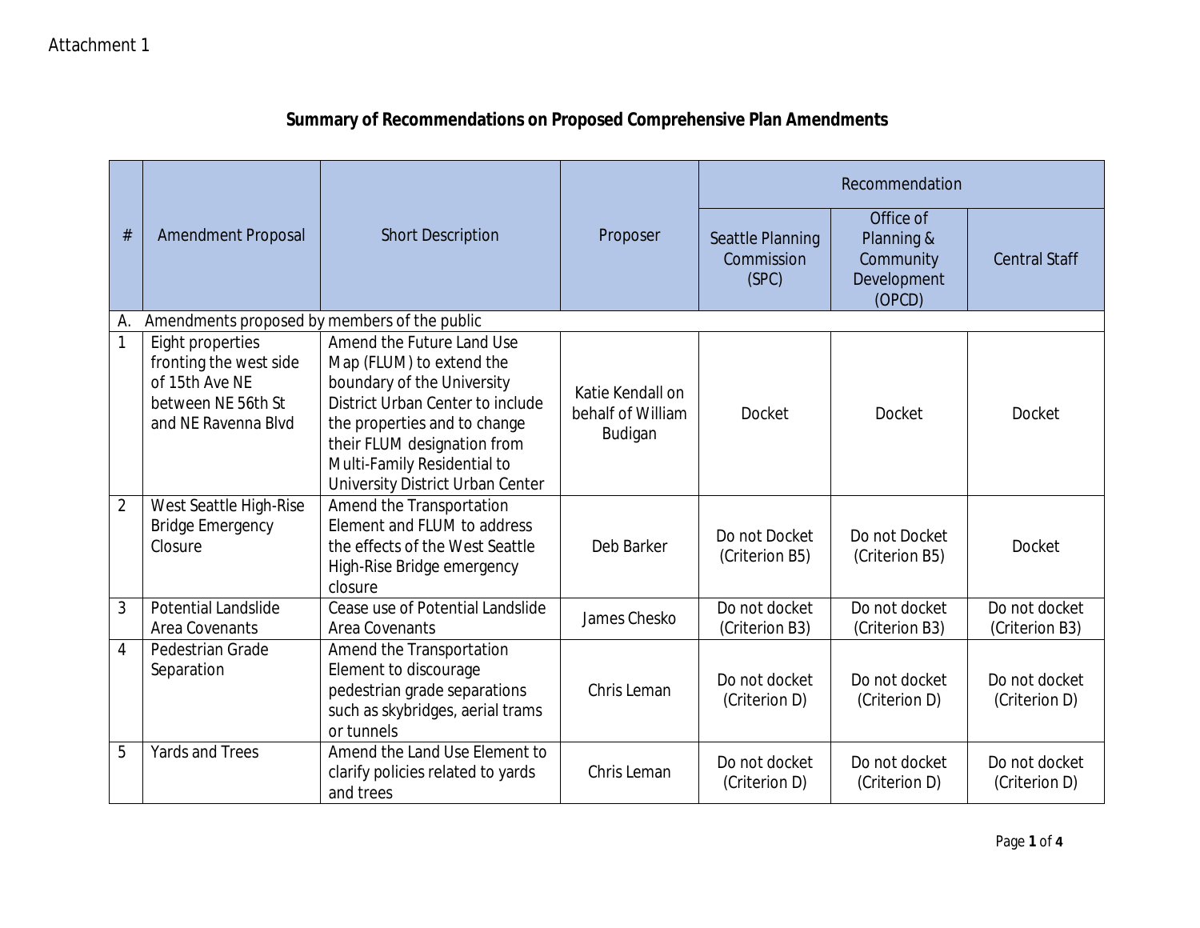Attachment 1

## Summary of Recommendations on Proposed Comprehensive Plan Amendments

| # | Amendment Proposal | Short Description | Proposer | Recommendation | | |
|---|---|---|---|---|---|---|
| | | | | Seattle Planning Commission (SPC) | Office of Planning & Community Development (OPCD) | Central Staff |
| A. | Amendments proposed by members of the public | | | | | |
| 1 | Eight properties fronting the west side of 15th Ave NE between NE 56th St and NE Ravenna Blvd | Amend the Future Land Use Map (FLUM) to extend the boundary of the University District Urban Center to include the properties and to change their FLUM designation from Multi-Family Residential to University District Urban Center | Katie Kendall on behalf of William Budigan | Docket | Docket | Docket |
| 2 | West Seattle High-Rise Bridge Emergency Closure | Amend the Transportation Element and FLUM to address the effects of the West Seattle High-Rise Bridge emergency closure | Deb Barker | Do not Docket (Criterion B5) | Do not Docket (Criterion B5) | Docket |
| 3 | Potential Landslide Area Covenants | Cease use of Potential Landslide Area Covenants | James Chesko | Do not docket (Criterion B3) | Do not docket (Criterion B3) | Do not docket (Criterion B3) |
| 4 | Pedestrian Grade Separation | Amend the Transportation Element to discourage pedestrian grade separations such as skybridges, aerial trams or tunnels | Chris Leman | Do not docket (Criterion D) | Do not docket (Criterion D) | Do not docket (Criterion D) |
| 5 | Yards and Trees | Amend the Land Use Element to clarify policies related to yards and trees | Chris Leman | Do not docket (Criterion D) | Do not docket (Criterion D) | Do not docket (Criterion D) |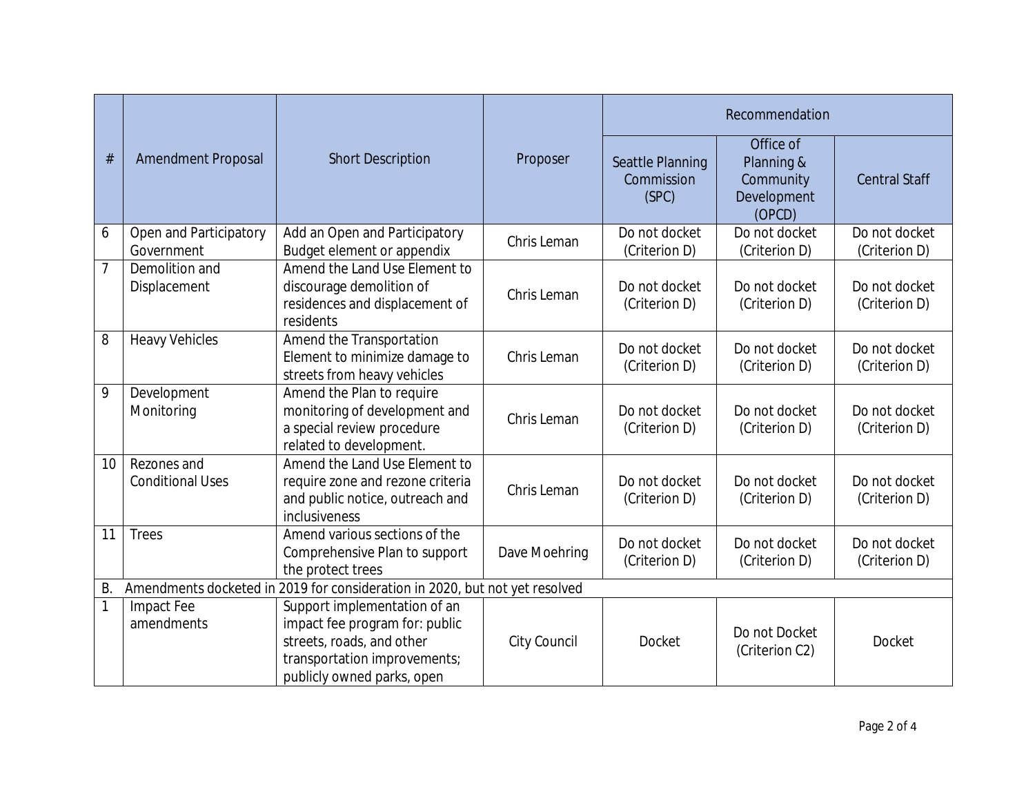| # | Amendment Proposal | Short Description | Proposer | Recommendation | | |
|---|---|---|---|---|---|---|
| | | | | Seattle Planning Commission (SPC) | Office of Planning & Community Development (OPCD) | Central Staff |
| 6 | Open and Participatory Government | Add an Open and Participatory Budget element or appendix | Chris Leman | Do not docket (Criterion D) | Do not docket (Criterion D) | Do not docket (Criterion D) |
| 7 | Demolition and Displacement | Amend the Land Use Element to discourage demolition of residences and displacement of residents | Chris Leman | Do not docket (Criterion D) | Do not docket (Criterion D) | Do not docket (Criterion D) |
| 8 | Heavy Vehicles | Amend the Transportation Element to minimize damage to streets from heavy vehicles | Chris Leman | Do not docket (Criterion D) | Do not docket (Criterion D) | Do not docket (Criterion D) |
| 9 | Development Monitoring | Amend the Plan to require monitoring of development and a special review procedure related to development. | Chris Leman | Do not docket (Criterion D) | Do not docket (Criterion D) | Do not docket (Criterion D) |
| 10 | Rezones and Conditional Uses | Amend the Land Use Element to require zone and rezone criteria and public notice, outreach and inclusiveness | Chris Leman | Do not docket (Criterion D) | Do not docket (Criterion D) | Do not docket (Criterion D) |
| 11 | Trees | Amend various sections of the Comprehensive Plan to support the protect trees | Dave Moehring | Do not docket (Criterion D) | Do not docket (Criterion D) | Do not docket (Criterion D) |
| B. | Amendments docketed in 2019 for consideration in 2020, but not yet resolved | | | | | |
| 1 | Impact Fee amendments | Support implementation of an impact fee program for: public streets, roads, and other transportation improvements; publicly owned parks, open | City Council | Docket | Do not Docket (Criterion C2) | Docket |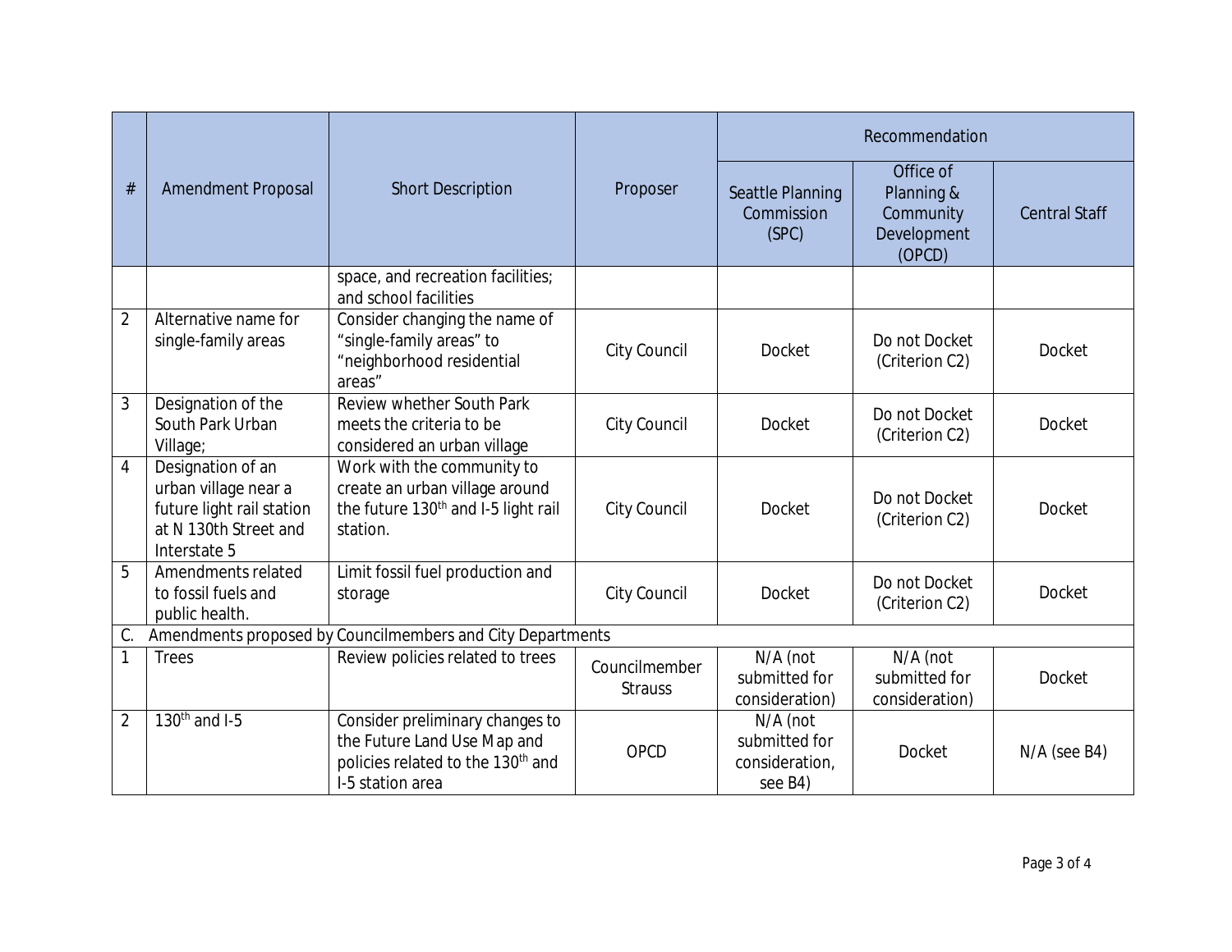| # | Amendment Proposal | Short Description | Proposer | Recommendation | | |
|---|---|---|---|---|---|---|
| | | | | Seattle Planning Commission (SPC) | Office of Planning & Community Development (OPCD) | Central Staff |
| | | space, and recreation facilities; and school facilities | | | | |
| 2 | Alternative name for single-family areas | Consider changing the name of "single-family areas" to "neighborhood residential areas" | City Council | Docket | Do not Docket (Criterion C2) | Docket |
| 3 | Designation of the South Park Urban Village; | Review whether South Park meets the criteria to be considered an urban village | City Council | Docket | Do not Docket (Criterion C2) | Docket |
| 4 | Designation of an urban village near a future light rail station at N 130th Street and Interstate 5 | Work with the community to create an urban village around the future 130th and I-5 light rail station. | City Council | Docket | Do not Docket (Criterion C2) | Docket |
| 5 | Amendments related to fossil fuels and public health. | Limit fossil fuel production and storage | City Council | Docket | Do not Docket (Criterion C2) | Docket |
| C. | Amendments proposed by Councilmembers and City Departments | | | | | |
| 1 | Trees | Review policies related to trees | Councilmember Strauss | N/A (not submitted for consideration) | N/A (not submitted for consideration) | Docket |
| 2 | 130th and I-5 | Consider preliminary changes to the Future Land Use Map and policies related to the 130th and I-5 station area | OPCD | N/A (not submitted for consideration, see B4) | Docket | N/A (see B4) |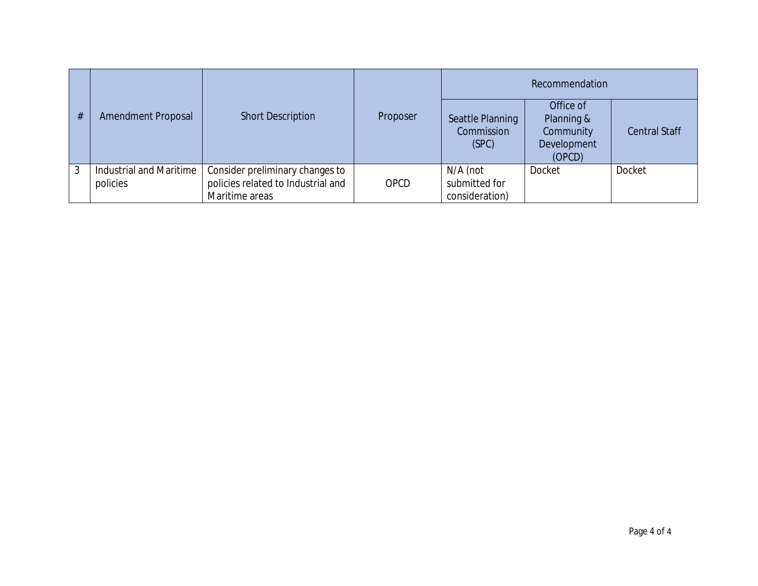| # | Amendment Proposal | Short Description | Proposer | Recommendation | | |
|---|---|---|---|---|---|---|
| | | | | Seattle Planning Commission (SPC) | Office of Planning & Community Development (OPCD) | Central Staff |
| 3 | Industrial and Maritime policies | Consider preliminary changes to policies related to Industrial and Maritime areas | OPCD | N/A (not submitted for consideration) | Docket | Docket |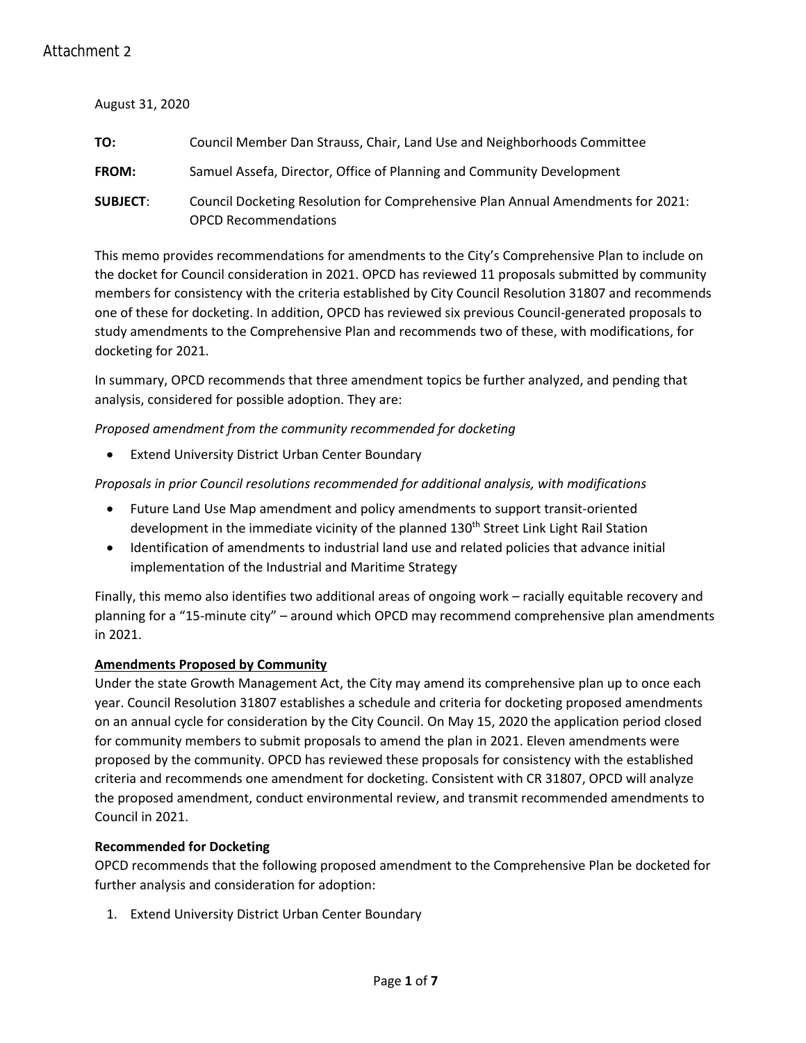Attachment 2

August 31, 2020

**TO:** Council Member Dan Strauss, Chair, Land Use and Neighborhoods Committee

**FROM:** Samuel Assefa, Director, Office of Planning and Community Development

**SUBJECT**: Council Docketing Resolution for Comprehensive Plan Annual Amendments for 2021: OPCD Recommendations

This memo provides recommendations for amendments to the City's Comprehensive Plan to include on the docket for Council consideration in 2021. OPCD has reviewed 11 proposals submitted by community members for consistency with the criteria established by City Council Resolution 31807 and recommends one of these for docketing. In addition, OPCD has reviewed six previous Council-generated proposals to study amendments to the Comprehensive Plan and recommends two of these, with modifications, for docketing for 2021.

In summary, OPCD recommends that three amendment topics be further analyzed, and pending that analysis, considered for possible adoption. They are:

*Proposed amendment from the community recommended for docketing*

- Extend University District Urban Center Boundary

*Proposals in prior Council resolutions recommended for additional analysis, with modifications*

- Future Land Use Map amendment and policy amendments to support transit-oriented development in the immediate vicinity of the planned 130th Street Link Light Rail Station
- Identification of amendments to industrial land use and related policies that advance initial implementation of the Industrial and Maritime Strategy

Finally, this memo also identifies two additional areas of ongoing work – racially equitable recovery and planning for a "15-minute city" – around which OPCD may recommend comprehensive plan amendments in 2021.

**Amendments Proposed by Community**

Under the state Growth Management Act, the City may amend its comprehensive plan up to once each year. Council Resolution 31807 establishes a schedule and criteria for docketing proposed amendments on an annual cycle for consideration by the City Council. On May 15, 2020 the application period closed for community members to submit proposals to amend the plan in 2021. Eleven amendments were proposed by the community. OPCD has reviewed these proposals for consistency with the established criteria and recommends one amendment for docketing. Consistent with CR 31807, OPCD will analyze the proposed amendment, conduct environmental review, and transmit recommended amendments to Council in 2021.

**Recommended for Docketing**

OPCD recommends that the following proposed amendment to the Comprehensive Plan be docketed for further analysis and consideration for adoption:

1. Extend University District Urban Center Boundary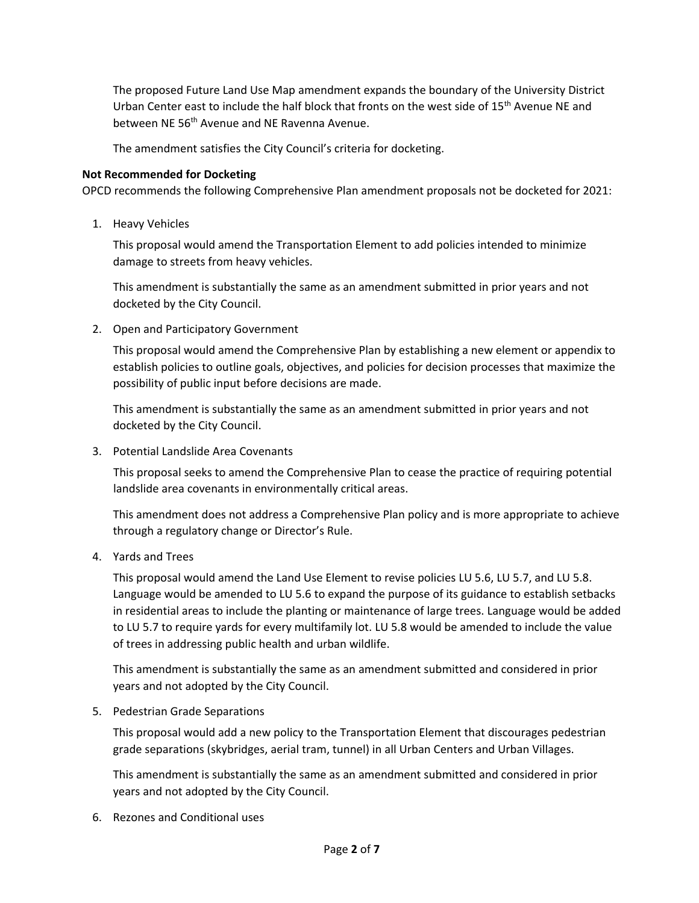The proposed Future Land Use Map amendment expands the boundary of the University District Urban Center east to include the half block that fronts on the west side of 15th Avenue NE and between NE 56th Avenue and NE Ravenna Avenue.

The amendment satisfies the City Council's criteria for docketing.

**Not Recommended for Docketing**

OPCD recommends the following Comprehensive Plan amendment proposals not be docketed for 2021:

1. Heavy Vehicles

   This proposal would amend the Transportation Element to add policies intended to minimize damage to streets from heavy vehicles.

   This amendment is substantially the same as an amendment submitted in prior years and not docketed by the City Council.

2. Open and Participatory Government

   This proposal would amend the Comprehensive Plan by establishing a new element or appendix to establish policies to outline goals, objectives, and policies for decision processes that maximize the possibility of public input before decisions are made.

   This amendment is substantially the same as an amendment submitted in prior years and not docketed by the City Council.

3. Potential Landslide Area Covenants

   This proposal seeks to amend the Comprehensive Plan to cease the practice of requiring potential landslide area covenants in environmentally critical areas.

   This amendment does not address a Comprehensive Plan policy and is more appropriate to achieve through a regulatory change or Director's Rule.

4. Yards and Trees

   This proposal would amend the Land Use Element to revise policies LU 5.6, LU 5.7, and LU 5.8. Language would be amended to LU 5.6 to expand the purpose of its guidance to establish setbacks in residential areas to include the planting or maintenance of large trees. Language would be added to LU 5.7 to require yards for every multifamily lot. LU 5.8 would be amended to include the value of trees in addressing public health and urban wildlife.

   This amendment is substantially the same as an amendment submitted and considered in prior years and not adopted by the City Council.

5. Pedestrian Grade Separations

   This proposal would add a new policy to the Transportation Element that discourages pedestrian grade separations (skybridges, aerial tram, tunnel) in all Urban Centers and Urban Villages.

   This amendment is substantially the same as an amendment submitted and considered in prior years and not adopted by the City Council.

6. Rezones and Conditional uses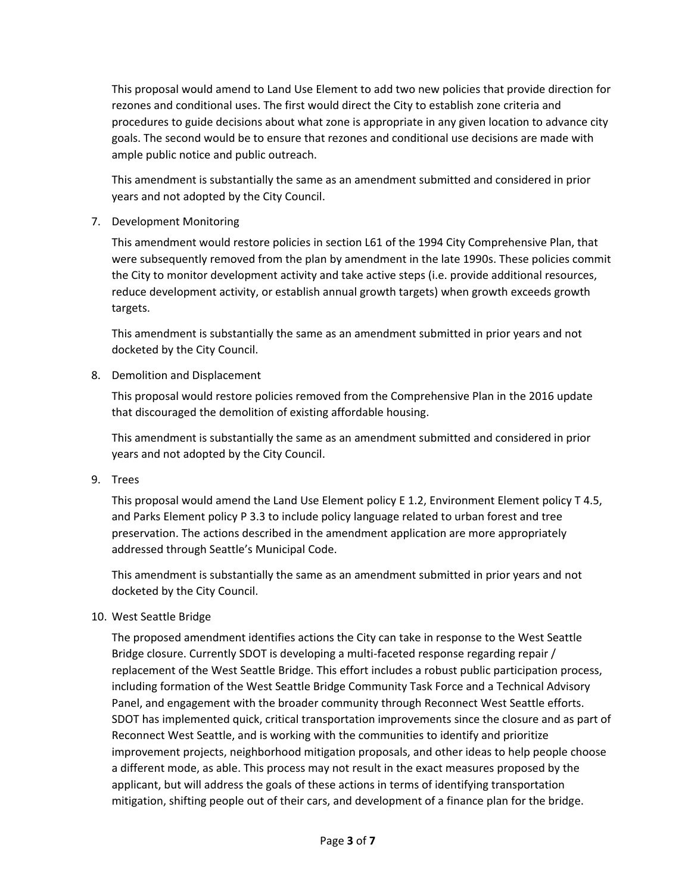This proposal would amend to Land Use Element to add two new policies that provide direction for rezones and conditional uses. The first would direct the City to establish zone criteria and procedures to guide decisions about what zone is appropriate in any given location to advance city goals. The second would be to ensure that rezones and conditional use decisions are made with ample public notice and public outreach.

This amendment is substantially the same as an amendment submitted and considered in prior years and not adopted by the City Council.

7. Development Monitoring

   This amendment would restore policies in section L61 of the 1994 City Comprehensive Plan, that were subsequently removed from the plan by amendment in the late 1990s. These policies commit the City to monitor development activity and take active steps (i.e. provide additional resources, reduce development activity, or establish annual growth targets) when growth exceeds growth targets.

   This amendment is substantially the same as an amendment submitted in prior years and not docketed by the City Council.

8. Demolition and Displacement

   This proposal would restore policies removed from the Comprehensive Plan in the 2016 update that discouraged the demolition of existing affordable housing.

   This amendment is substantially the same as an amendment submitted and considered in prior years and not adopted by the City Council.

9. Trees

   This proposal would amend the Land Use Element policy E 1.2, Environment Element policy T 4.5, and Parks Element policy P 3.3 to include policy language related to urban forest and tree preservation. The actions described in the amendment application are more appropriately addressed through Seattle's Municipal Code.

   This amendment is substantially the same as an amendment submitted in prior years and not docketed by the City Council.

10. West Seattle Bridge

    The proposed amendment identifies actions the City can take in response to the West Seattle Bridge closure. Currently SDOT is developing a multi-faceted response regarding repair / replacement of the West Seattle Bridge. This effort includes a robust public participation process, including formation of the West Seattle Bridge Community Task Force and a Technical Advisory Panel, and engagement with the broader community through Reconnect West Seattle efforts. SDOT has implemented quick, critical transportation improvements since the closure and as part of Reconnect West Seattle, and is working with the communities to identify and prioritize improvement projects, neighborhood mitigation proposals, and other ideas to help people choose a different mode, as able. This process may not result in the exact measures proposed by the applicant, but will address the goals of these actions in terms of identifying transportation mitigation, shifting people out of their cars, and development of a finance plan for the bridge.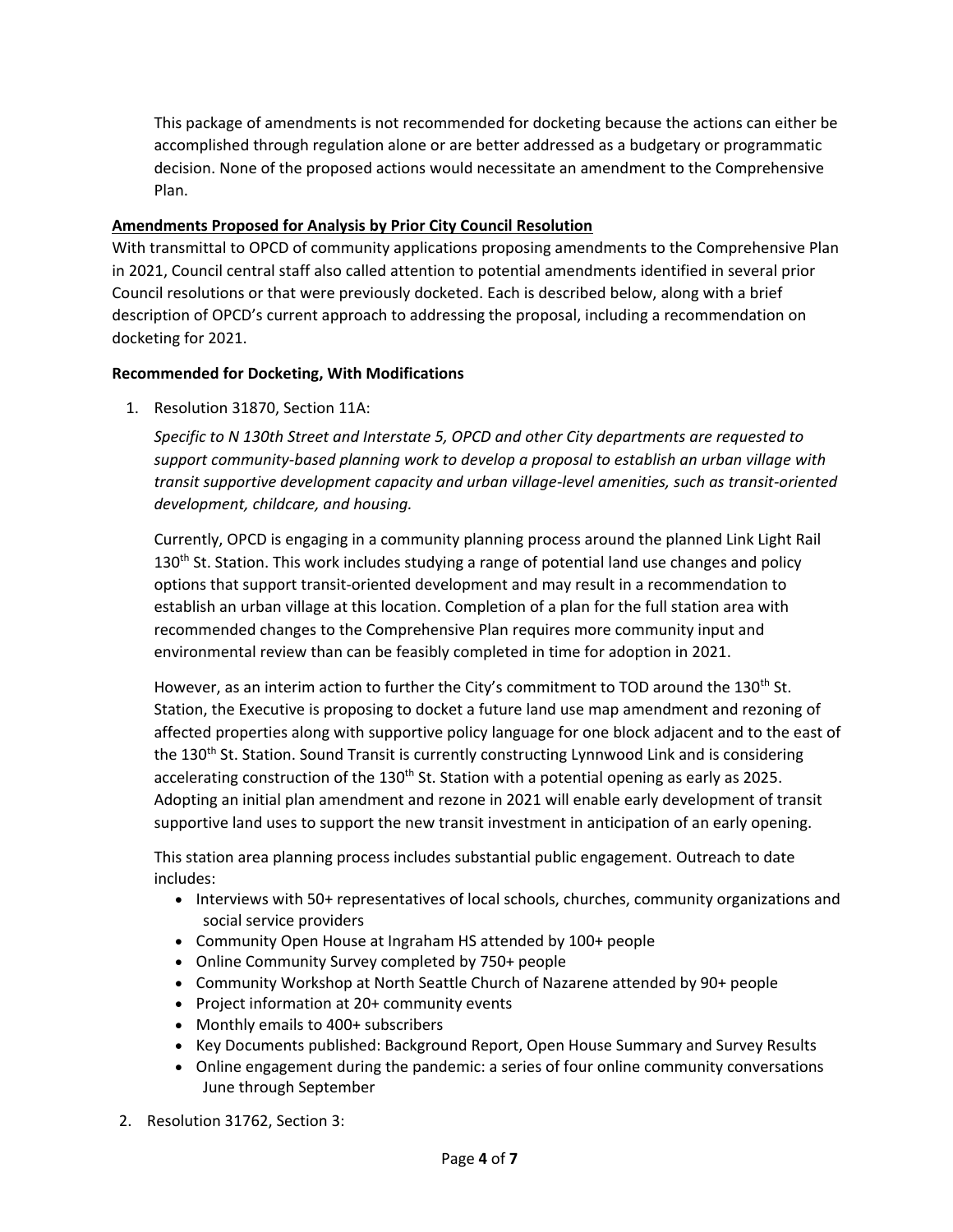This package of amendments is not recommended for docketing because the actions can either be accomplished through regulation alone or are better addressed as a budgetary or programmatic decision. None of the proposed actions would necessitate an amendment to the Comprehensive Plan.

**Amendments Proposed for Analysis by Prior City Council Resolution**

With transmittal to OPCD of community applications proposing amendments to the Comprehensive Plan in 2021, Council central staff also called attention to potential amendments identified in several prior Council resolutions or that were previously docketed. Each is described below, along with a brief description of OPCD's current approach to addressing the proposal, including a recommendation on docketing for 2021.

**Recommended for Docketing, With Modifications**

1. Resolution 31870, Section 11A:

   *Specific to N 130th Street and Interstate 5, OPCD and other City departments are requested to support community-based planning work to develop a proposal to establish an urban village with transit supportive development capacity and urban village-level amenities, such as transit-oriented development, childcare, and housing.*

   Currently, OPCD is engaging in a community planning process around the planned Link Light Rail 130th St. Station. This work includes studying a range of potential land use changes and policy options that support transit-oriented development and may result in a recommendation to establish an urban village at this location. Completion of a plan for the full station area with recommended changes to the Comprehensive Plan requires more community input and environmental review than can be feasibly completed in time for adoption in 2021.

   However, as an interim action to further the City's commitment to TOD around the 130th St. Station, the Executive is proposing to docket a future land use map amendment and rezoning of affected properties along with supportive policy language for one block adjacent and to the east of the 130th St. Station. Sound Transit is currently constructing Lynnwood Link and is considering accelerating construction of the 130th St. Station with a potential opening as early as 2025. Adopting an initial plan amendment and rezone in 2021 will enable early development of transit supportive land uses to support the new transit investment in anticipation of an early opening.

   This station area planning process includes substantial public engagement. Outreach to date includes:

   - Interviews with 50+ representatives of local schools, churches, community organizations and social service providers
   - Community Open House at Ingraham HS attended by 100+ people
   - Online Community Survey completed by 750+ people
   - Community Workshop at North Seattle Church of Nazarene attended by 90+ people
   - Project information at 20+ community events
   - Monthly emails to 400+ subscribers
   - Key Documents published: Background Report, Open House Summary and Survey Results
   - Online engagement during the pandemic: a series of four online community conversations June through September

2. Resolution 31762, Section 3: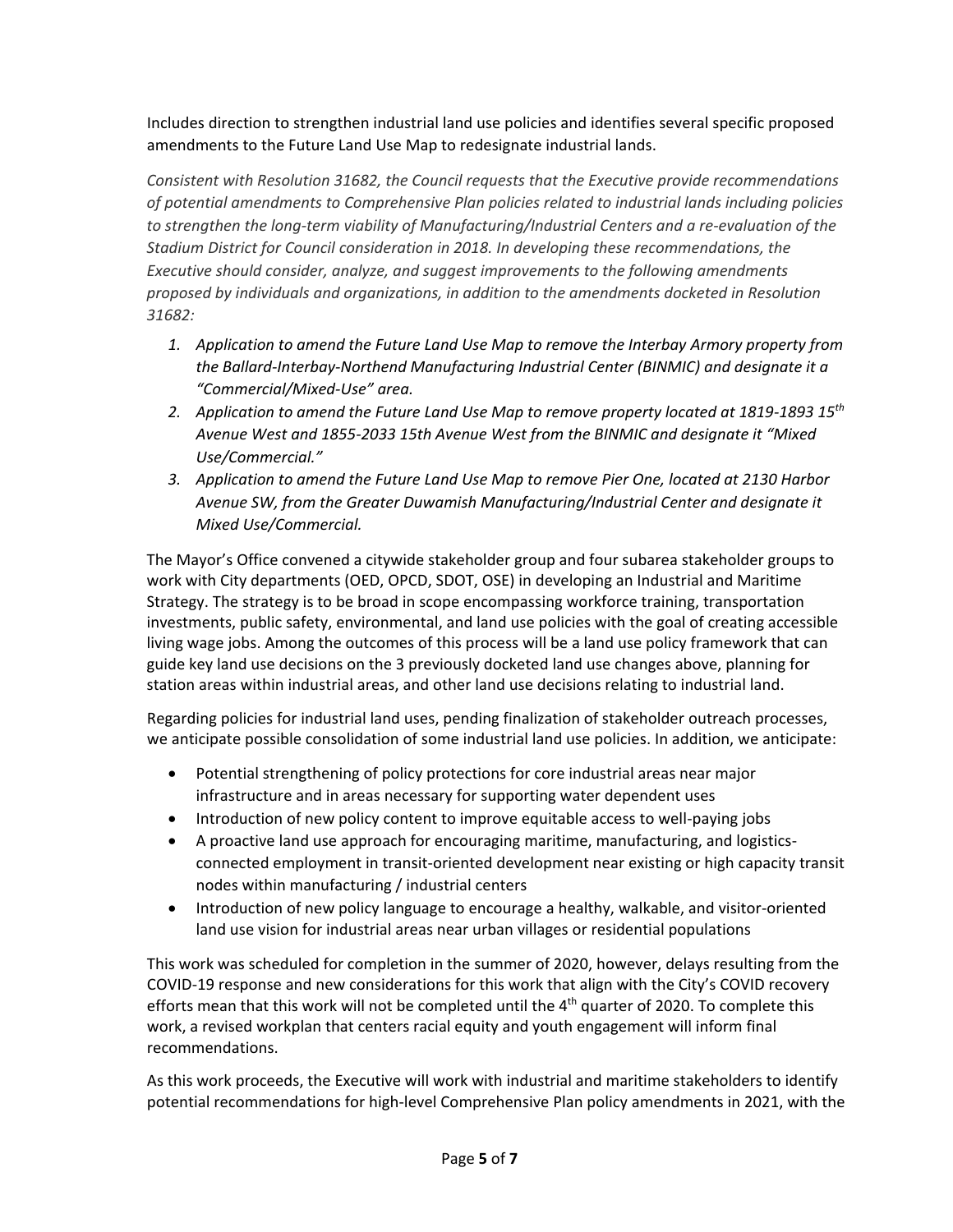Includes direction to strengthen industrial land use policies and identifies several specific proposed amendments to the Future Land Use Map to redesignate industrial lands.

*Consistent with Resolution 31682, the Council requests that the Executive provide recommendations of potential amendments to Comprehensive Plan policies related to industrial lands including policies to strengthen the long-term viability of Manufacturing/Industrial Centers and a re-evaluation of the Stadium District for Council consideration in 2018. In developing these recommendations, the Executive should consider, analyze, and suggest improvements to the following amendments proposed by individuals and organizations, in addition to the amendments docketed in Resolution 31682:*

1. *Application to amend the Future Land Use Map to remove the Interbay Armory property from the Ballard-Interbay-Northend Manufacturing Industrial Center (BINMIC) and designate it a "Commercial/Mixed-Use" area.*
2. *Application to amend the Future Land Use Map to remove property located at 1819-1893 15th Avenue West and 1855-2033 15th Avenue West from the BINMIC and designate it "Mixed Use/Commercial."*
3. *Application to amend the Future Land Use Map to remove Pier One, located at 2130 Harbor Avenue SW, from the Greater Duwamish Manufacturing/Industrial Center and designate it Mixed Use/Commercial.*

The Mayor's Office convened a citywide stakeholder group and four subarea stakeholder groups to work with City departments (OED, OPCD, SDOT, OSE) in developing an Industrial and Maritime Strategy. The strategy is to be broad in scope encompassing workforce training, transportation investments, public safety, environmental, and land use policies with the goal of creating accessible living wage jobs. Among the outcomes of this process will be a land use policy framework that can guide key land use decisions on the 3 previously docketed land use changes above, planning for station areas within industrial areas, and other land use decisions relating to industrial land.

Regarding policies for industrial land uses, pending finalization of stakeholder outreach processes, we anticipate possible consolidation of some industrial land use policies. In addition, we anticipate:

- Potential strengthening of policy protections for core industrial areas near major infrastructure and in areas necessary for supporting water dependent uses
- Introduction of new policy content to improve equitable access to well-paying jobs
- A proactive land use approach for encouraging maritime, manufacturing, and logistics-connected employment in transit-oriented development near existing or high capacity transit nodes within manufacturing / industrial centers
- Introduction of new policy language to encourage a healthy, walkable, and visitor-oriented land use vision for industrial areas near urban villages or residential populations

This work was scheduled for completion in the summer of 2020, however, delays resulting from the COVID-19 response and new considerations for this work that align with the City's COVID recovery efforts mean that this work will not be completed until the 4th quarter of 2020. To complete this work, a revised workplan that centers racial equity and youth engagement will inform final recommendations.

As this work proceeds, the Executive will work with industrial and maritime stakeholders to identify potential recommendations for high-level Comprehensive Plan policy amendments in 2021, with the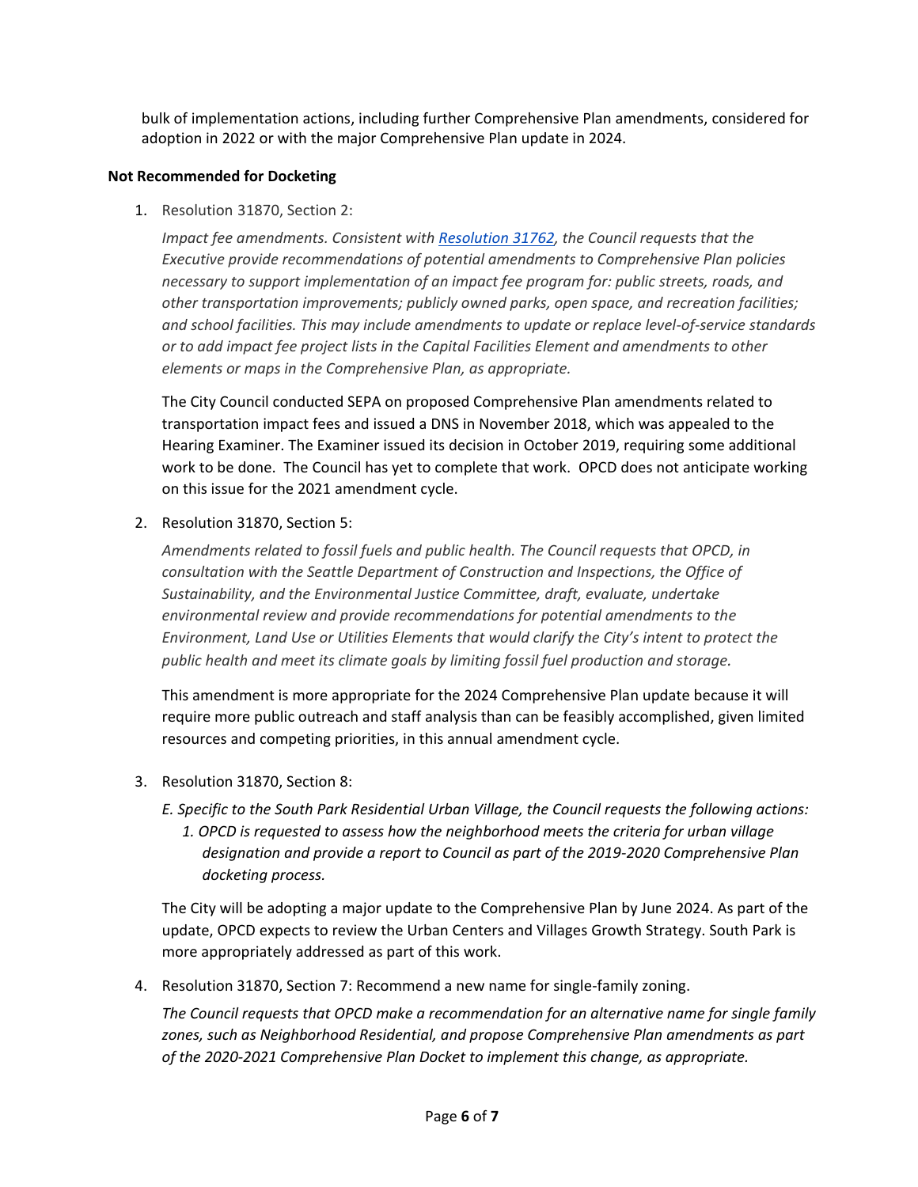bulk of implementation actions, including further Comprehensive Plan amendments, considered for adoption in 2022 or with the major Comprehensive Plan update in 2024.

**Not Recommended for Docketing**

1. Resolution 31870, Section 2:

   *Impact fee amendments. Consistent with [Resolution 31762](), the Council requests that the Executive provide recommendations of potential amendments to Comprehensive Plan policies necessary to support implementation of an impact fee program for: public streets, roads, and other transportation improvements; publicly owned parks, open space, and recreation facilities; and school facilities. This may include amendments to update or replace level-of-service standards or to add impact fee project lists in the Capital Facilities Element and amendments to other elements or maps in the Comprehensive Plan, as appropriate.*

   The City Council conducted SEPA on proposed Comprehensive Plan amendments related to transportation impact fees and issued a DNS in November 2018, which was appealed to the Hearing Examiner. The Examiner issued its decision in October 2019, requiring some additional work to be done. The Council has yet to complete that work. OPCD does not anticipate working on this issue for the 2021 amendment cycle.

2. Resolution 31870, Section 5:

   *Amendments related to fossil fuels and public health. The Council requests that OPCD, in consultation with the Seattle Department of Construction and Inspections, the Office of Sustainability, and the Environmental Justice Committee, draft, evaluate, undertake environmental review and provide recommendations for potential amendments to the Environment, Land Use or Utilities Elements that would clarify the City's intent to protect the public health and meet its climate goals by limiting fossil fuel production and storage.*

   This amendment is more appropriate for the 2024 Comprehensive Plan update because it will require more public outreach and staff analysis than can be feasibly accomplished, given limited resources and competing priorities, in this annual amendment cycle.

3. Resolution 31870, Section 8:

   *E. Specific to the South Park Residential Urban Village, the Council requests the following actions:*
   
   *1. OPCD is requested to assess how the neighborhood meets the criteria for urban village designation and provide a report to Council as part of the 2019-2020 Comprehensive Plan docketing process.*

   The City will be adopting a major update to the Comprehensive Plan by June 2024. As part of the update, OPCD expects to review the Urban Centers and Villages Growth Strategy. South Park is more appropriately addressed as part of this work.

4. Resolution 31870, Section 7: Recommend a new name for single-family zoning.

   *The Council requests that OPCD make a recommendation for an alternative name for single family zones, such as Neighborhood Residential, and propose Comprehensive Plan amendments as part of the 2020-2021 Comprehensive Plan Docket to implement this change, as appropriate.*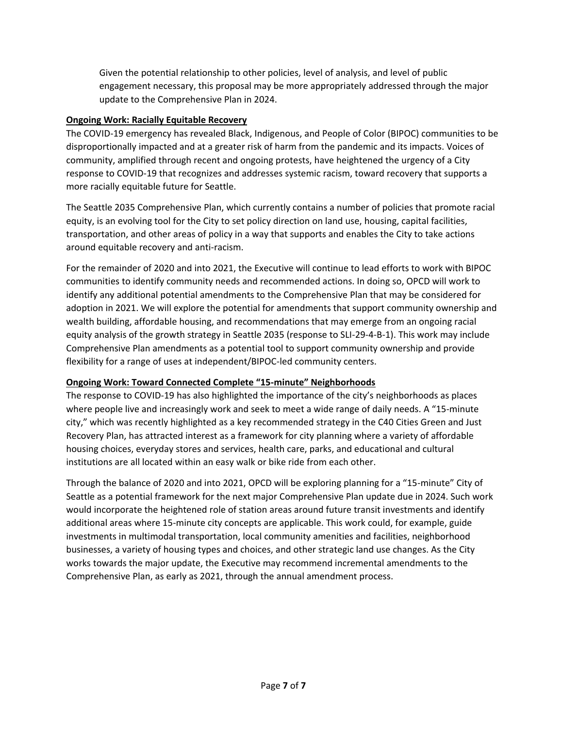Given the potential relationship to other policies, level of analysis, and level of public engagement necessary, this proposal may be more appropriately addressed through the major update to the Comprehensive Plan in 2024.

**Ongoing Work: Racially Equitable Recovery**

The COVID-19 emergency has revealed Black, Indigenous, and People of Color (BIPOC) communities to be disproportionally impacted and at a greater risk of harm from the pandemic and its impacts. Voices of community, amplified through recent and ongoing protests, have heightened the urgency of a City response to COVID-19 that recognizes and addresses systemic racism, toward recovery that supports a more racially equitable future for Seattle.

The Seattle 2035 Comprehensive Plan, which currently contains a number of policies that promote racial equity, is an evolving tool for the City to set policy direction on land use, housing, capital facilities, transportation, and other areas of policy in a way that supports and enables the City to take actions around equitable recovery and anti-racism.

For the remainder of 2020 and into 2021, the Executive will continue to lead efforts to work with BIPOC communities to identify community needs and recommended actions. In doing so, OPCD will work to identify any additional potential amendments to the Comprehensive Plan that may be considered for adoption in 2021. We will explore the potential for amendments that support community ownership and wealth building, affordable housing, and recommendations that may emerge from an ongoing racial equity analysis of the growth strategy in Seattle 2035 (response to SLI-29-4-B-1). This work may include Comprehensive Plan amendments as a potential tool to support community ownership and provide flexibility for a range of uses at independent/BIPOC-led community centers.

**Ongoing Work: Toward Connected Complete "15-minute" Neighborhoods**

The response to COVID-19 has also highlighted the importance of the city's neighborhoods as places where people live and increasingly work and seek to meet a wide range of daily needs. A "15-minute city," which was recently highlighted as a key recommended strategy in the C40 Cities Green and Just Recovery Plan, has attracted interest as a framework for city planning where a variety of affordable housing choices, everyday stores and services, health care, parks, and educational and cultural institutions are all located within an easy walk or bike ride from each other.

Through the balance of 2020 and into 2021, OPCD will be exploring planning for a "15-minute" City of Seattle as a potential framework for the next major Comprehensive Plan update due in 2024. Such work would incorporate the heightened role of station areas around future transit investments and identify additional areas where 15-minute city concepts are applicable. This work could, for example, guide investments in multimodal transportation, local community amenities and facilities, neighborhood businesses, a variety of housing types and choices, and other strategic land use changes. As the City works towards the major update, the Executive may recommend incremental amendments to the Comprehensive Plan, as early as 2021, through the annual amendment process.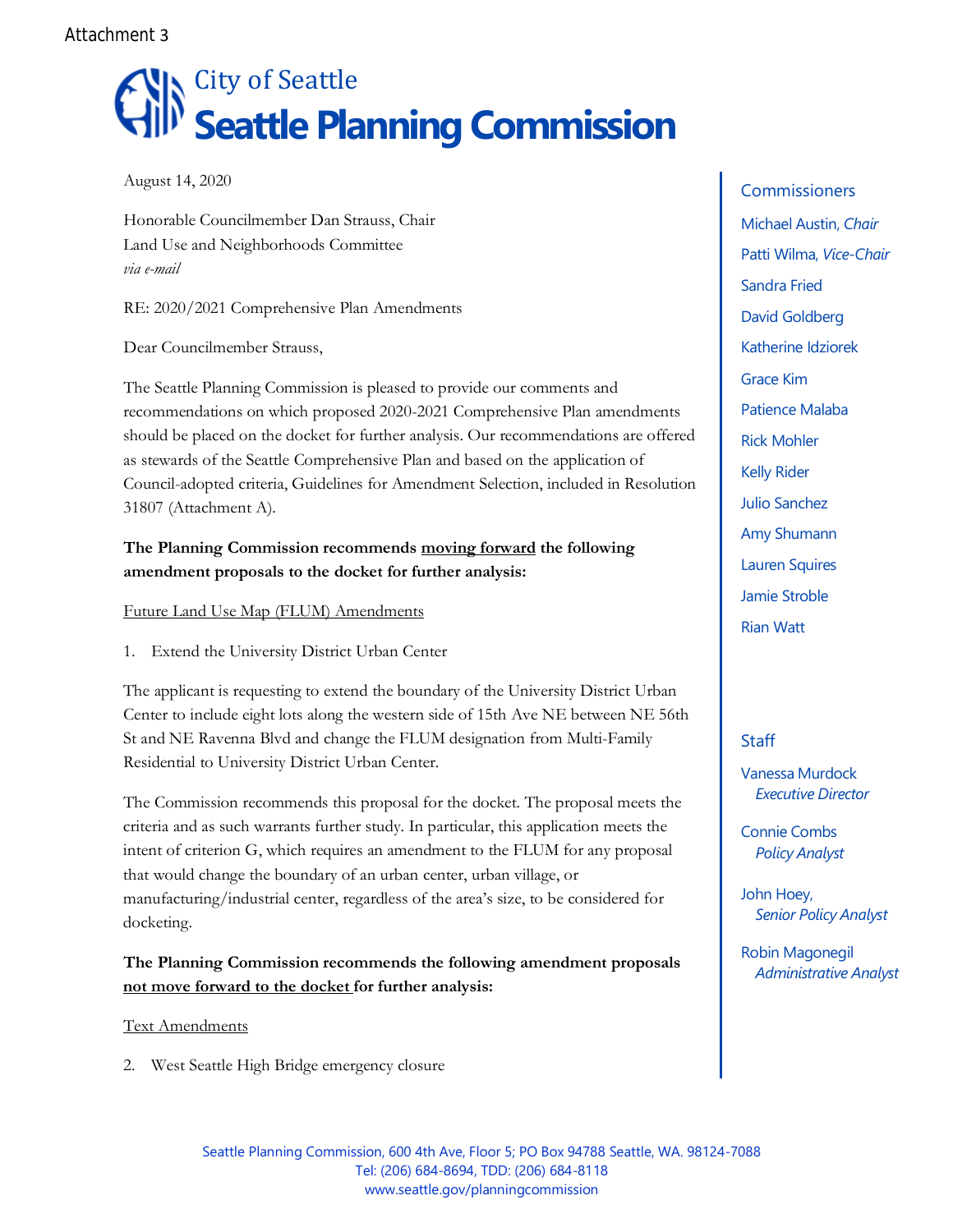Attachment 3

# City of Seattle
# Seattle Planning Commission

August 14, 2020

Honorable Councilmember Dan Strauss, Chair
Land Use and Neighborhoods Committee
*via e-mail*

RE: 2020/2021 Comprehensive Plan Amendments

Dear Councilmember Strauss,

The Seattle Planning Commission is pleased to provide our comments and recommendations on which proposed 2020-2021 Comprehensive Plan amendments should be placed on the docket for further analysis. Our recommendations are offered as stewards of the Seattle Comprehensive Plan and based on the application of Council-adopted criteria, Guidelines for Amendment Selection, included in Resolution 31807 (Attachment A).

**The Planning Commission recommends moving forward the following amendment proposals to the docket for further analysis:**

Future Land Use Map (FLUM) Amendments

1. Extend the University District Urban Center

The applicant is requesting to extend the boundary of the University District Urban Center to include eight lots along the western side of 15th Ave NE between NE 56th St and NE Ravenna Blvd and change the FLUM designation from Multi-Family Residential to University District Urban Center.

The Commission recommends this proposal for the docket. The proposal meets the criteria and as such warrants further study. In particular, this application meets the intent of criterion G, which requires an amendment to the FLUM for any proposal that would change the boundary of an urban center, urban village, or manufacturing/industrial center, regardless of the area's size, to be considered for docketing.

**The Planning Commission recommends the following amendment proposals not move forward to the docket for further analysis:**

Text Amendments

2. West Seattle High Bridge emergency closure

**Commissioners**
Michael Austin, *Chair*
Patti Wilma, *Vice-Chair*
Sandra Fried
David Goldberg
Katherine Idziorek
Grace Kim
Patience Malaba
Rick Mohler
Kelly Rider
Julio Sanchez
Amy Shumann
Lauren Squires
Jamie Stroble
Rian Watt

**Staff**
Vanessa Murdock, *Executive Director*
Connie Combs, *Policy Analyst*
John Hoey, *Senior Policy Analyst*
Robin Magonegil, *Administrative Analyst*

Seattle Planning Commission, 600 4th Ave, Floor 5; PO Box 94788 Seattle, WA. 98124-7088
Tel: (206) 684-8694, TDD: (206) 684-8118
www.seattle.gov/planningcommission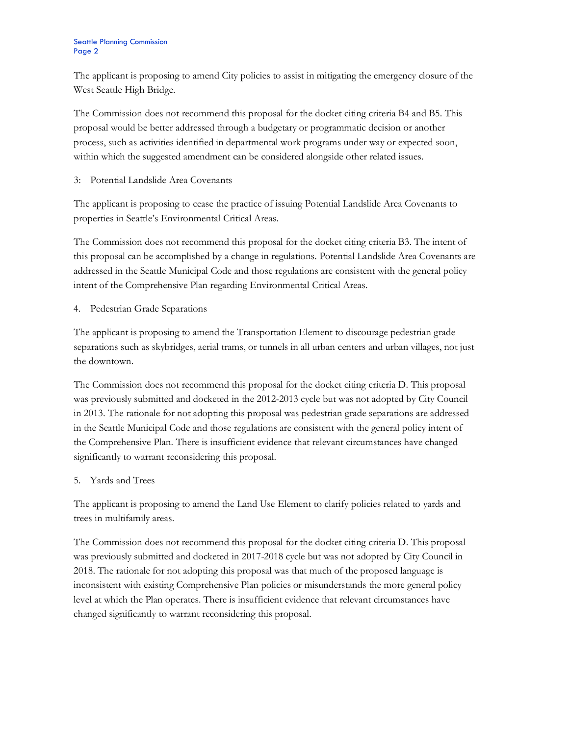The applicant is proposing to amend City policies to assist in mitigating the emergency closure of the West Seattle High Bridge.

The Commission does not recommend this proposal for the docket citing criteria B4 and B5. This proposal would be better addressed through a budgetary or programmatic decision or another process, such as activities identified in departmental work programs under way or expected soon, within which the suggested amendment can be considered alongside other related issues.

3: Potential Landslide Area Covenants

The applicant is proposing to cease the practice of issuing Potential Landslide Area Covenants to properties in Seattle's Environmental Critical Areas.

The Commission does not recommend this proposal for the docket citing criteria B3. The intent of this proposal can be accomplished by a change in regulations. Potential Landslide Area Covenants are addressed in the Seattle Municipal Code and those regulations are consistent with the general policy intent of the Comprehensive Plan regarding Environmental Critical Areas.

4. Pedestrian Grade Separations

The applicant is proposing to amend the Transportation Element to discourage pedestrian grade separations such as skybridges, aerial trams, or tunnels in all urban centers and urban villages, not just the downtown.

The Commission does not recommend this proposal for the docket citing criteria D. This proposal was previously submitted and docketed in the 2012-2013 cycle but was not adopted by City Council in 2013. The rationale for not adopting this proposal was pedestrian grade separations are addressed in the Seattle Municipal Code and those regulations are consistent with the general policy intent of the Comprehensive Plan. There is insufficient evidence that relevant circumstances have changed significantly to warrant reconsidering this proposal.

5. Yards and Trees

The applicant is proposing to amend the Land Use Element to clarify policies related to yards and trees in multifamily areas.

The Commission does not recommend this proposal for the docket citing criteria D. This proposal was previously submitted and docketed in 2017-2018 cycle but was not adopted by City Council in 2018. The rationale for not adopting this proposal was that much of the proposed language is inconsistent with existing Comprehensive Plan policies or misunderstands the more general policy level at which the Plan operates. There is insufficient evidence that relevant circumstances have changed significantly to warrant reconsidering this proposal.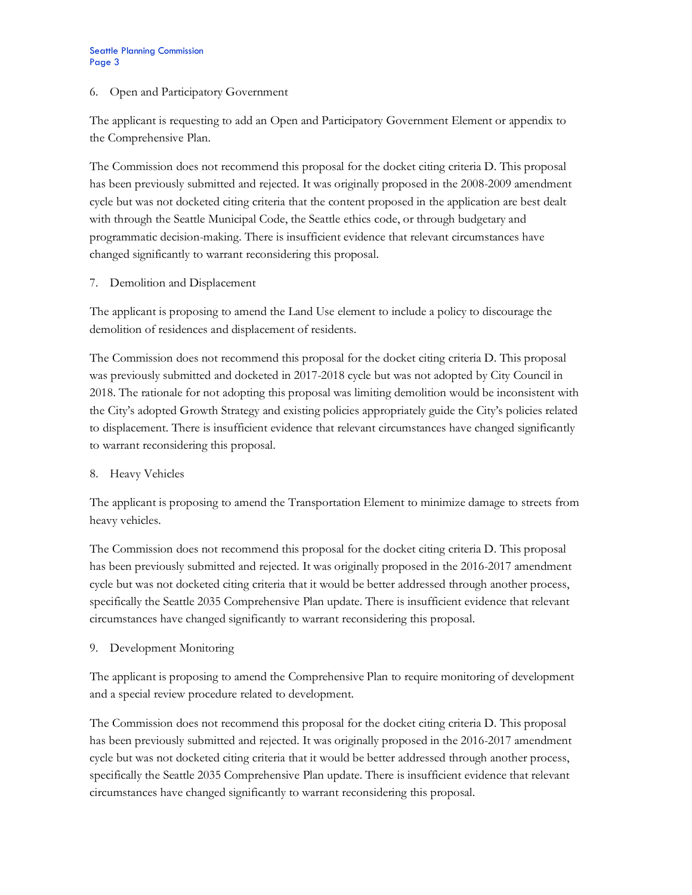6. Open and Participatory Government

The applicant is requesting to add an Open and Participatory Government Element or appendix to the Comprehensive Plan.

The Commission does not recommend this proposal for the docket citing criteria D. This proposal has been previously submitted and rejected. It was originally proposed in the 2008-2009 amendment cycle but was not docketed citing criteria that the content proposed in the application are best dealt with through the Seattle Municipal Code, the Seattle ethics code, or through budgetary and programmatic decision-making. There is insufficient evidence that relevant circumstances have changed significantly to warrant reconsidering this proposal.

7. Demolition and Displacement

The applicant is proposing to amend the Land Use element to include a policy to discourage the demolition of residences and displacement of residents.

The Commission does not recommend this proposal for the docket citing criteria D. This proposal was previously submitted and docketed in 2017-2018 cycle but was not adopted by City Council in 2018. The rationale for not adopting this proposal was limiting demolition would be inconsistent with the City's adopted Growth Strategy and existing policies appropriately guide the City's policies related to displacement. There is insufficient evidence that relevant circumstances have changed significantly to warrant reconsidering this proposal.

8. Heavy Vehicles

The applicant is proposing to amend the Transportation Element to minimize damage to streets from heavy vehicles.

The Commission does not recommend this proposal for the docket citing criteria D. This proposal has been previously submitted and rejected. It was originally proposed in the 2016-2017 amendment cycle but was not docketed citing criteria that it would be better addressed through another process, specifically the Seattle 2035 Comprehensive Plan update. There is insufficient evidence that relevant circumstances have changed significantly to warrant reconsidering this proposal.

9. Development Monitoring

The applicant is proposing to amend the Comprehensive Plan to require monitoring of development and a special review procedure related to development.

The Commission does not recommend this proposal for the docket citing criteria D. This proposal has been previously submitted and rejected. It was originally proposed in the 2016-2017 amendment cycle but was not docketed citing criteria that it would be better addressed through another process, specifically the Seattle 2035 Comprehensive Plan update. There is insufficient evidence that relevant circumstances have changed significantly to warrant reconsidering this proposal.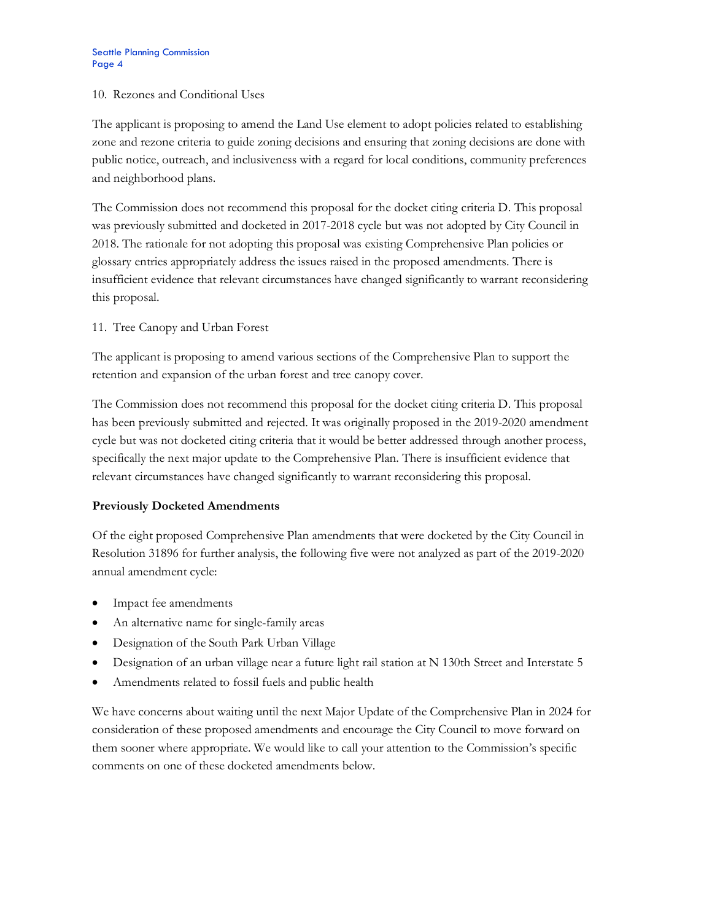10. Rezones and Conditional Uses

The applicant is proposing to amend the Land Use element to adopt policies related to establishing zone and rezone criteria to guide zoning decisions and ensuring that zoning decisions are done with public notice, outreach, and inclusiveness with a regard for local conditions, community preferences and neighborhood plans.

The Commission does not recommend this proposal for the docket citing criteria D. This proposal was previously submitted and docketed in 2017-2018 cycle but was not adopted by City Council in 2018. The rationale for not adopting this proposal was existing Comprehensive Plan policies or glossary entries appropriately address the issues raised in the proposed amendments. There is insufficient evidence that relevant circumstances have changed significantly to warrant reconsidering this proposal.

11. Tree Canopy and Urban Forest

The applicant is proposing to amend various sections of the Comprehensive Plan to support the retention and expansion of the urban forest and tree canopy cover.

The Commission does not recommend this proposal for the docket citing criteria D. This proposal has been previously submitted and rejected. It was originally proposed in the 2019-2020 amendment cycle but was not docketed citing criteria that it would be better addressed through another process, specifically the next major update to the Comprehensive Plan. There is insufficient evidence that relevant circumstances have changed significantly to warrant reconsidering this proposal.

**Previously Docketed Amendments**

Of the eight proposed Comprehensive Plan amendments that were docketed by the City Council in Resolution 31896 for further analysis, the following five were not analyzed as part of the 2019-2020 annual amendment cycle:

- Impact fee amendments
- An alternative name for single-family areas
- Designation of the South Park Urban Village
- Designation of an urban village near a future light rail station at N 130th Street and Interstate 5
- Amendments related to fossil fuels and public health

We have concerns about waiting until the next Major Update of the Comprehensive Plan in 2024 for consideration of these proposed amendments and encourage the City Council to move forward on them sooner where appropriate. We would like to call your attention to the Commission's specific comments on one of these docketed amendments below.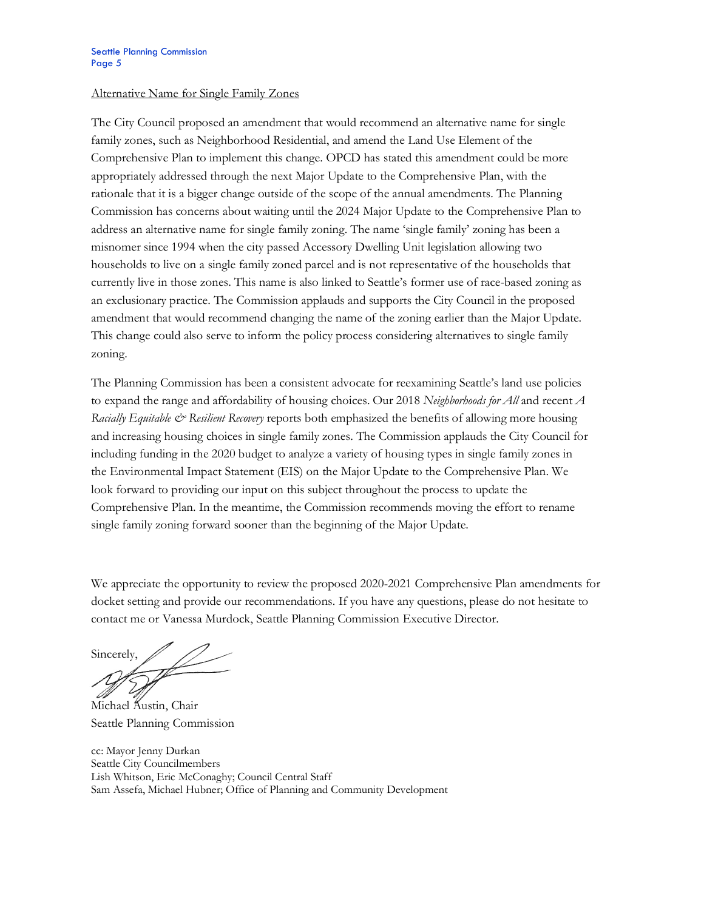<u>Alternative Name for Single Family Zones</u>

The City Council proposed an amendment that would recommend an alternative name for single family zones, such as Neighborhood Residential, and amend the Land Use Element of the Comprehensive Plan to implement this change. OPCD has stated this amendment could be more appropriately addressed through the next Major Update to the Comprehensive Plan, with the rationale that it is a bigger change outside of the scope of the annual amendments. The Planning Commission has concerns about waiting until the 2024 Major Update to the Comprehensive Plan to address an alternative name for single family zoning. The name 'single family' zoning has been a misnomer since 1994 when the city passed Accessory Dwelling Unit legislation allowing two households to live on a single family zoned parcel and is not representative of the households that currently live in those zones. This name is also linked to Seattle's former use of race-based zoning as an exclusionary practice. The Commission applauds and supports the City Council in the proposed amendment that would recommend changing the name of the zoning earlier than the Major Update. This change could also serve to inform the policy process considering alternatives to single family zoning.

The Planning Commission has been a consistent advocate for reexamining Seattle's land use policies to expand the range and affordability of housing choices. Our 2018 *Neighborhoods for All* and recent *A Racially Equitable & Resilient Recovery* reports both emphasized the benefits of allowing more housing and increasing housing choices in single family zones. The Commission applauds the City Council for including funding in the 2020 budget to analyze a variety of housing types in single family zones in the Environmental Impact Statement (EIS) on the Major Update to the Comprehensive Plan. We look forward to providing our input on this subject throughout the process to update the Comprehensive Plan. In the meantime, the Commission recommends moving the effort to rename single family zoning forward sooner than the beginning of the Major Update.

We appreciate the opportunity to review the proposed 2020-2021 Comprehensive Plan amendments for docket setting and provide our recommendations. If you have any questions, please do not hesitate to contact me or Vanessa Murdock, Seattle Planning Commission Executive Director.

Sincerely,

Michael Austin, Chair
Seattle Planning Commission

cc: Mayor Jenny Durkan
Seattle City Councilmembers
Lish Whitson, Eric McConaghy; Council Central Staff
Sam Assefa, Michael Hubner; Office of Planning and Community Development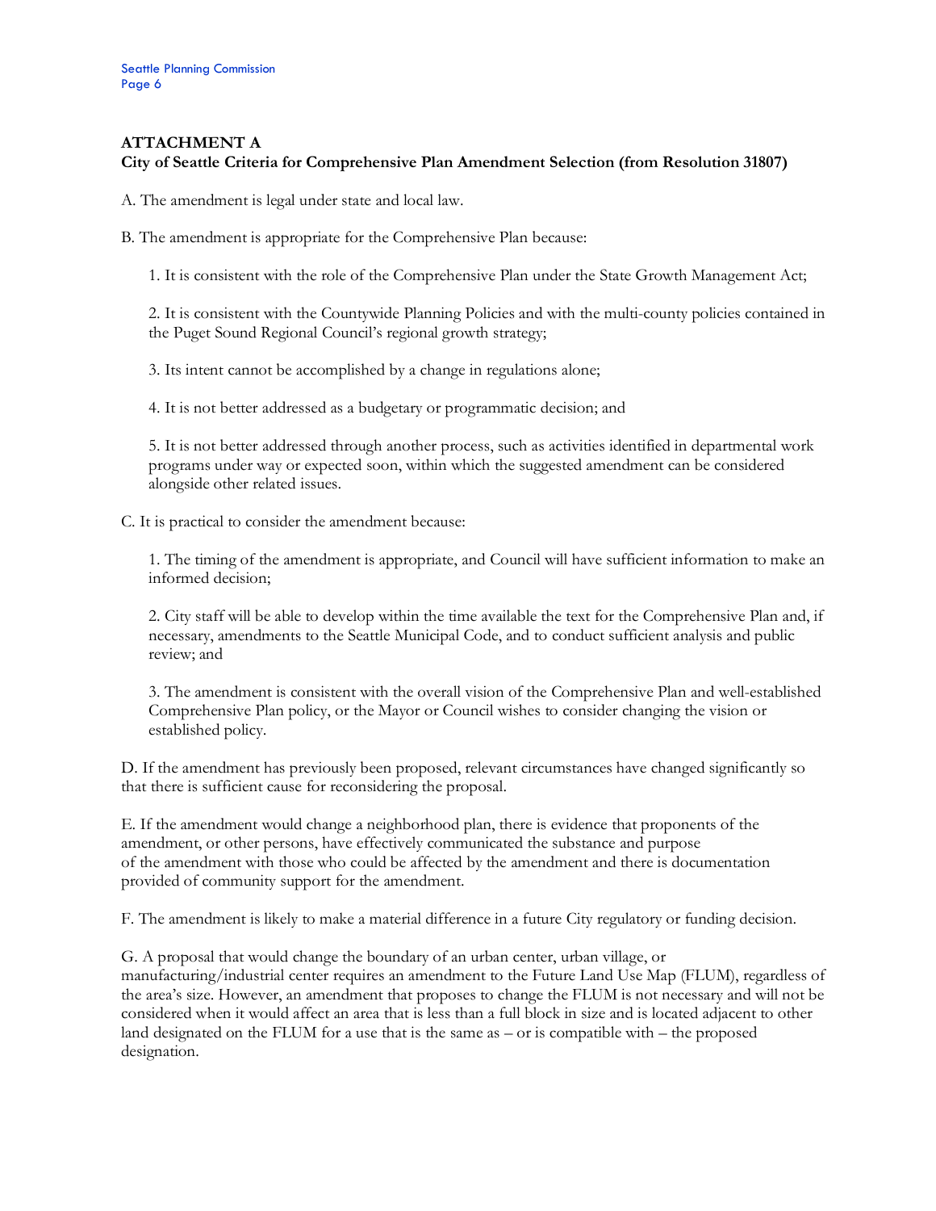**ATTACHMENT A**
**City of Seattle Criteria for Comprehensive Plan Amendment Selection (from Resolution 31807)**

A. The amendment is legal under state and local law.

B. The amendment is appropriate for the Comprehensive Plan because:

1. It is consistent with the role of the Comprehensive Plan under the State Growth Management Act;

2. It is consistent with the Countywide Planning Policies and with the multi-county policies contained in the Puget Sound Regional Council's regional growth strategy;

3. Its intent cannot be accomplished by a change in regulations alone;

4. It is not better addressed as a budgetary or programmatic decision; and

5. It is not better addressed through another process, such as activities identified in departmental work programs under way or expected soon, within which the suggested amendment can be considered alongside other related issues.

C. It is practical to consider the amendment because:

1. The timing of the amendment is appropriate, and Council will have sufficient information to make an informed decision;

2. City staff will be able to develop within the time available the text for the Comprehensive Plan and, if necessary, amendments to the Seattle Municipal Code, and to conduct sufficient analysis and public review; and

3. The amendment is consistent with the overall vision of the Comprehensive Plan and well-established Comprehensive Plan policy, or the Mayor or Council wishes to consider changing the vision or established policy.

D. If the amendment has previously been proposed, relevant circumstances have changed significantly so that there is sufficient cause for reconsidering the proposal.

E. If the amendment would change a neighborhood plan, there is evidence that proponents of the amendment, or other persons, have effectively communicated the substance and purpose of the amendment with those who could be affected by the amendment and there is documentation provided of community support for the amendment.

F. The amendment is likely to make a material difference in a future City regulatory or funding decision.

G. A proposal that would change the boundary of an urban center, urban village, or manufacturing/industrial center requires an amendment to the Future Land Use Map (FLUM), regardless of the area's size. However, an amendment that proposes to change the FLUM is not necessary and will not be considered when it would affect an area that is less than a full block in size and is located adjacent to other land designated on the FLUM for a use that is the same as – or is compatible with – the proposed designation.